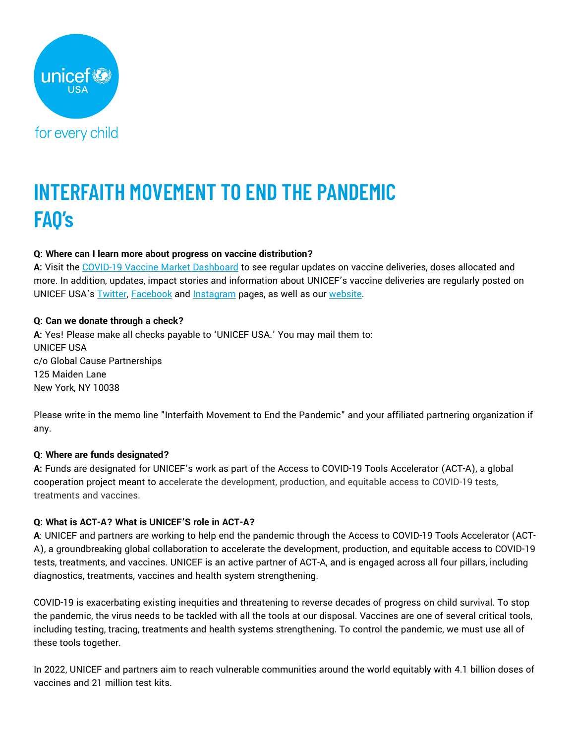# INTERFAITH MOVEMENT TO END THE PANDEMIC FAQ's

**Q: Where can I learn more about progress on vaccine distribution?**
**A:** Visit the [COVID-19 Vaccine Market Dashboard] to see regular updates on vaccine deliveries, doses allocated and more. In addition, updates, impact stories and information about UNICEF's vaccine deliveries are regularly posted on UNICEF USA's [Twitter], [Facebook] and [Instagram] pages, as well as our [website].

**Q: Can we donate through a check?**
**A:** Yes! Please make all checks payable to 'UNICEF USA.' You may mail them to:
UNICEF USA
c/o Global Cause Partnerships
125 Maiden Lane
New York, NY 10038

Please write in the memo line "Interfaith Movement to End the Pandemic" and your affiliated partnering organization if any.

**Q: Where are funds designated?**
**A:** Funds are designated for UNICEF's work as part of the Access to COVID-19 Tools Accelerator (ACT-A), a global cooperation project meant to accelerate the development, production, and equitable access to COVID-19 tests, treatments and vaccines.

**Q: What is ACT-A? What is UNICEF'S role in ACT-A?**
**A**: UNICEF and partners are working to help end the pandemic through the Access to COVID-19 Tools Accelerator (ACT-A), a groundbreaking global collaboration to accelerate the development, production, and equitable access to COVID-19 tests, treatments, and vaccines. UNICEF is an active partner of ACT-A, and is engaged across all four pillars, including diagnostics, treatments, vaccines and health system strengthening.

COVID-19 is exacerbating existing inequities and threatening to reverse decades of progress on child survival. To stop the pandemic, the virus needs to be tackled with all the tools at our disposal. Vaccines are one of several critical tools, including testing, tracing, treatments and health systems strengthening. To control the pandemic, we must use all of these tools together.

In 2022, UNICEF and partners aim to reach vulnerable communities around the world equitably with 4.1 billion doses of vaccines and 21 million test kits.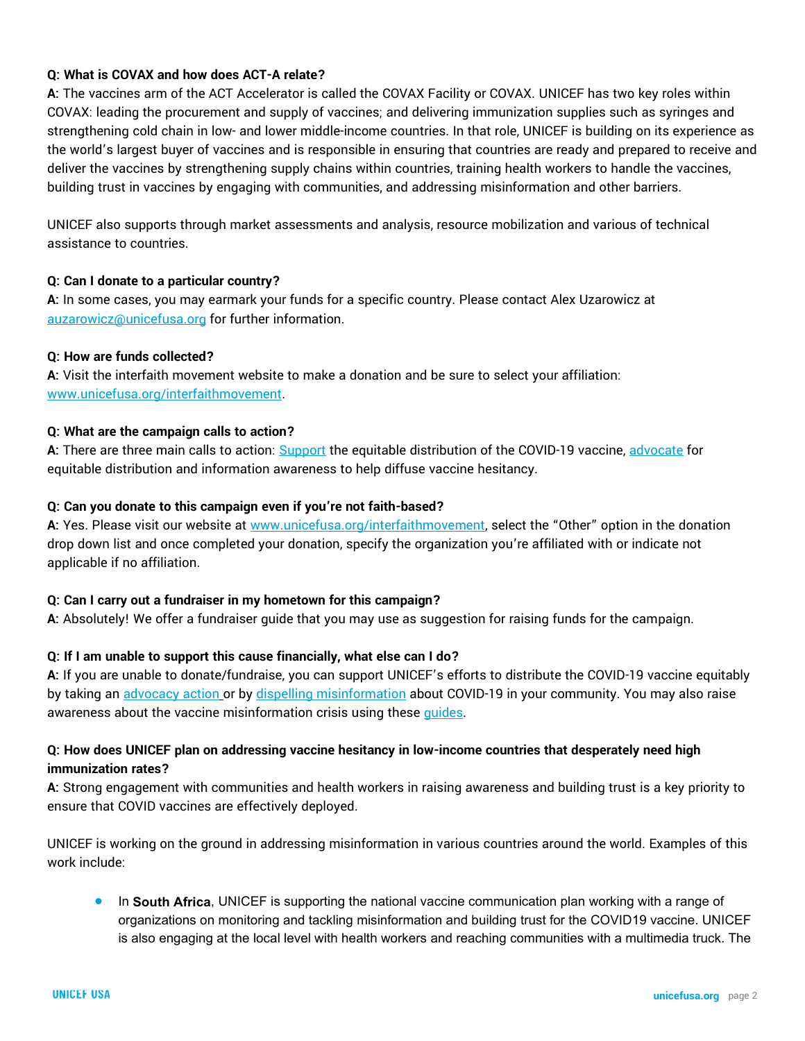**Q: What is COVAX and how does ACT-A relate?**
**A:** The vaccines arm of the ACT Accelerator is called the COVAX Facility or COVAX. UNICEF has two key roles within COVAX: leading the procurement and supply of vaccines; and delivering immunization supplies such as syringes and strengthening cold chain in low- and lower middle-income countries. In that role, UNICEF is building on its experience as the world's largest buyer of vaccines and is responsible in ensuring that countries are ready and prepared to receive and deliver the vaccines by strengthening supply chains within countries, training health workers to handle the vaccines, building trust in vaccines by engaging with communities, and addressing misinformation and other barriers.

UNICEF also supports through market assessments and analysis, resource mobilization and various of technical assistance to countries.

**Q: Can I donate to a particular country?**
**A:** In some cases, you may earmark your funds for a specific country. Please contact Alex Uzarowicz at auzarowicz@unicefusa.org for further information.

**Q: How are funds collected?**
**A:** Visit the interfaith movement website to make a donation and be sure to select your affiliation: www.unicefusa.org/interfaithmovement.

**Q: What are the campaign calls to action?**
**A:** There are three main calls to action: Support the equitable distribution of the COVID-19 vaccine, advocate for equitable distribution and information awareness to help diffuse vaccine hesitancy.

**Q: Can you donate to this campaign even if you're not faith-based?**
**A:** Yes. Please visit our website at www.unicefusa.org/interfaithmovement, select the "Other" option in the donation drop down list and once completed your donation, specify the organization you're affiliated with or indicate not applicable if no affiliation.

**Q: Can I carry out a fundraiser in my hometown for this campaign?**
**A:** Absolutely! We offer a fundraiser guide that you may use as suggestion for raising funds for the campaign.

**Q: If I am unable to support this cause financially, what else can I do?**
**A:** If you are unable to donate/fundraise, you can support UNICEF's efforts to distribute the COVID-19 vaccine equitably by taking an advocacy action or by dispelling misinformation about COVID-19 in your community. You may also raise awareness about the vaccine misinformation crisis using these guides.

**Q: How does UNICEF plan on addressing vaccine hesitancy in low-income countries that desperately need high immunization rates?**
**A:** Strong engagement with communities and health workers in raising awareness and building trust is a key priority to ensure that COVID vaccines are effectively deployed.

UNICEF is working on the ground in addressing misinformation in various countries around the world. Examples of this work include:

- In **South Africa**, UNICEF is supporting the national vaccine communication plan working with a range of organizations on monitoring and tackling misinformation and building trust for the COVID19 vaccine. UNICEF is also engaging at the local level with health workers and reaching communities with a multimedia truck. The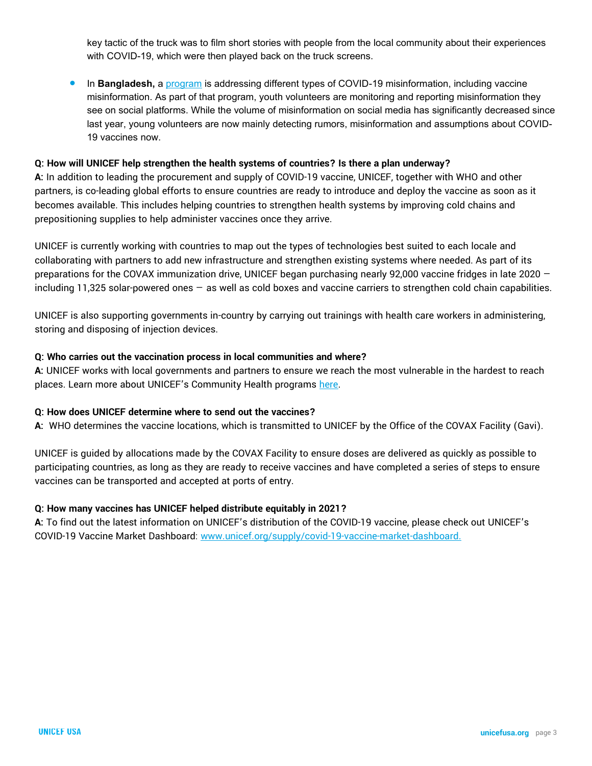key tactic of the truck was to film short stories with people from the local community about their experiences with COVID-19, which were then played back on the truck screens.

- In **Bangladesh,** a program is addressing different types of COVID-19 misinformation, including vaccine misinformation. As part of that program, youth volunteers are monitoring and reporting misinformation they see on social platforms. While the volume of misinformation on social media has significantly decreased since last year, young volunteers are now mainly detecting rumors, misinformation and assumptions about COVID-19 vaccines now.

**Q: How will UNICEF help strengthen the health systems of countries? Is there a plan underway?**

**A:** In addition to leading the procurement and supply of COVID-19 vaccine, UNICEF, together with WHO and other partners, is co-leading global efforts to ensure countries are ready to introduce and deploy the vaccine as soon as it becomes available. This includes helping countries to strengthen health systems by improving cold chains and prepositioning supplies to help administer vaccines once they arrive.

UNICEF is currently working with countries to map out the types of technologies best suited to each locale and collaborating with partners to add new infrastructure and strengthen existing systems where needed. As part of its preparations for the COVAX immunization drive, UNICEF began purchasing nearly 92,000 vaccine fridges in late 2020 — including 11,325 solar-powered ones — as well as cold boxes and vaccine carriers to strengthen cold chain capabilities.

UNICEF is also supporting governments in-country by carrying out trainings with health care workers in administering, storing and disposing of injection devices.

**Q: Who carries out the vaccination process in local communities and where?**

**A:** UNICEF works with local governments and partners to ensure we reach the most vulnerable in the hardest to reach places. Learn more about UNICEF's Community Health programs here.

**Q: How does UNICEF determine where to send out the vaccines?**

**A:** WHO determines the vaccine locations, which is transmitted to UNICEF by the Office of the COVAX Facility (Gavi).

UNICEF is guided by allocations made by the COVAX Facility to ensure doses are delivered as quickly as possible to participating countries, as long as they are ready to receive vaccines and have completed a series of steps to ensure vaccines can be transported and accepted at ports of entry.

**Q: How many vaccines has UNICEF helped distribute equitably in 2021?**

**A:** To find out the latest information on UNICEF's distribution of the COVID-19 vaccine, please check out UNICEF's COVID-19 Vaccine Market Dashboard: www.unicef.org/supply/covid-19-vaccine-market-dashboard.